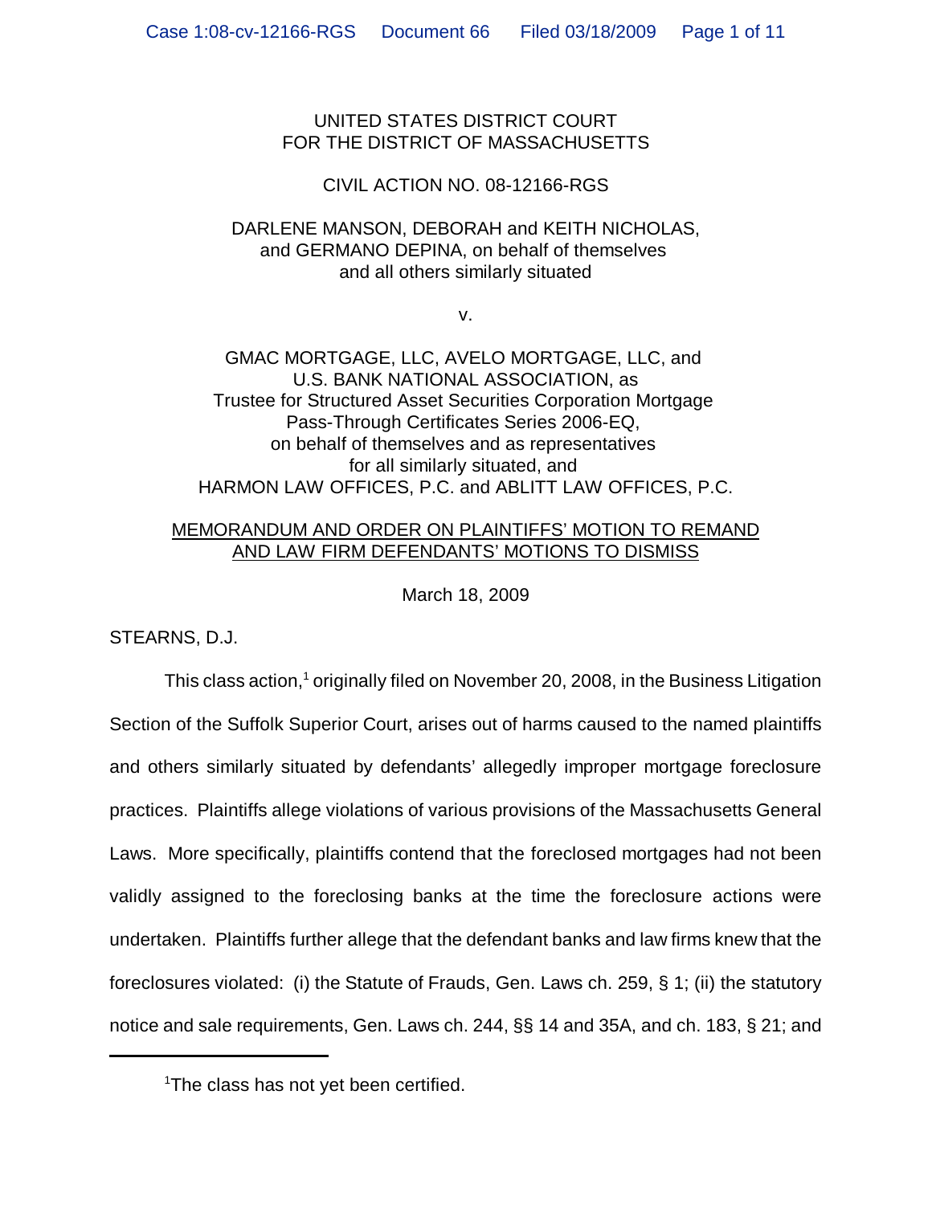UNITED STATES DISTRICT COURT
FOR THE DISTRICT OF MASSACHUSETTS

CIVIL ACTION NO. 08-12166-RGS

DARLENE MANSON, DEBORAH and KEITH NICHOLAS, and GERMANO DEPINA, on behalf of themselves and all others similarly situated

v.

GMAC MORTGAGE, LLC, AVELO MORTGAGE, LLC, and U.S. BANK NATIONAL ASSOCIATION, as Trustee for Structured Asset Securities Corporation Mortgage Pass-Through Certificates Series 2006-EQ, on behalf of themselves and as representatives for all similarly situated, and HARMON LAW OFFICES, P.C. and ABLITT LAW OFFICES, P.C.

MEMORANDUM AND ORDER ON PLAINTIFFS' MOTION TO REMAND AND LAW FIRM DEFENDANTS' MOTIONS TO DISMISS

March 18, 2009

STEARNS, D.J.

This class action,[1] originally filed on November 20, 2008, in the Business Litigation Section of the Suffolk Superior Court, arises out of harms caused to the named plaintiffs and others similarly situated by defendants' allegedly improper mortgage foreclosure practices. Plaintiffs allege violations of various provisions of the Massachusetts General Laws. More specifically, plaintiffs contend that the foreclosed mortgages had not been validly assigned to the foreclosing banks at the time the foreclosure actions were undertaken. Plaintiffs further allege that the defendant banks and law firms knew that the foreclosures violated: (i) the Statute of Frauds, Gen. Laws ch. 259, § 1; (ii) the statutory notice and sale requirements, Gen. Laws ch. 244, §§ 14 and 35A, and ch. 183, § 21; and

[1]The class has not yet been certified.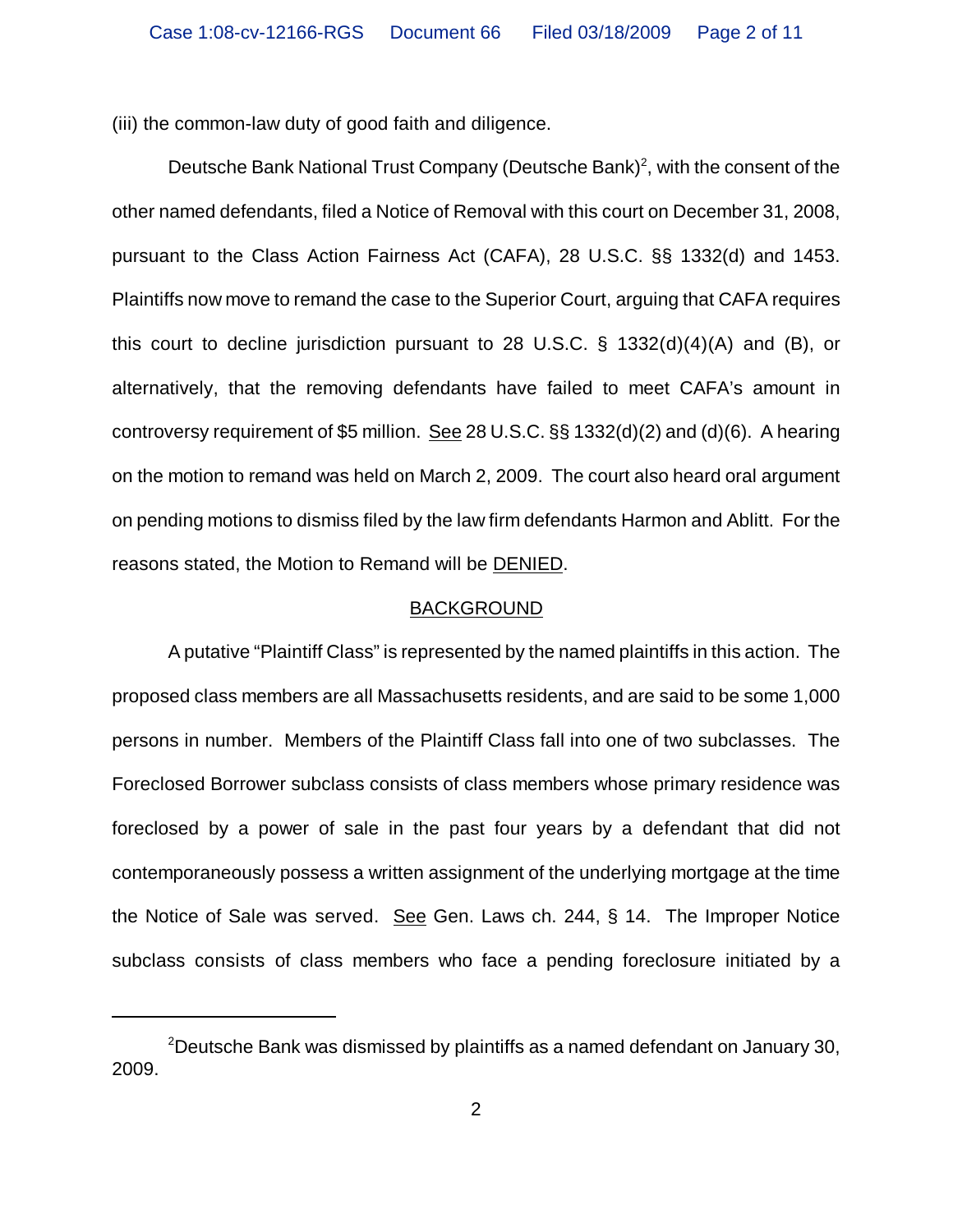(iii) the common-law duty of good faith and diligence.

Deutsche Bank National Trust Company (Deutsche Bank)[2], with the consent of the other named defendants, filed a Notice of Removal with this court on December 31, 2008, pursuant to the Class Action Fairness Act (CAFA), 28 U.S.C. §§ 1332(d) and 1453. Plaintiffs now move to remand the case to the Superior Court, arguing that CAFA requires this court to decline jurisdiction pursuant to 28 U.S.C. § 1332(d)(4)(A) and (B), or alternatively, that the removing defendants have failed to meet CAFA's amount in controversy requirement of $5 million. See 28 U.S.C. §§ 1332(d)(2) and (d)(6). A hearing on the motion to remand was held on March 2, 2009. The court also heard oral argument on pending motions to dismiss filed by the law firm defendants Harmon and Ablitt. For the reasons stated, the Motion to Remand will be DENIED.

## BACKGROUND

A putative "Plaintiff Class" is represented by the named plaintiffs in this action. The proposed class members are all Massachusetts residents, and are said to be some 1,000 persons in number. Members of the Plaintiff Class fall into one of two subclasses. The Foreclosed Borrower subclass consists of class members whose primary residence was foreclosed by a power of sale in the past four years by a defendant that did not contemporaneously possess a written assignment of the underlying mortgage at the time the Notice of Sale was served. See Gen. Laws ch. 244, § 14. The Improper Notice subclass consists of class members who face a pending foreclosure initiated by a

---

[2]Deutsche Bank was dismissed by plaintiffs as a named defendant on January 30, 2009.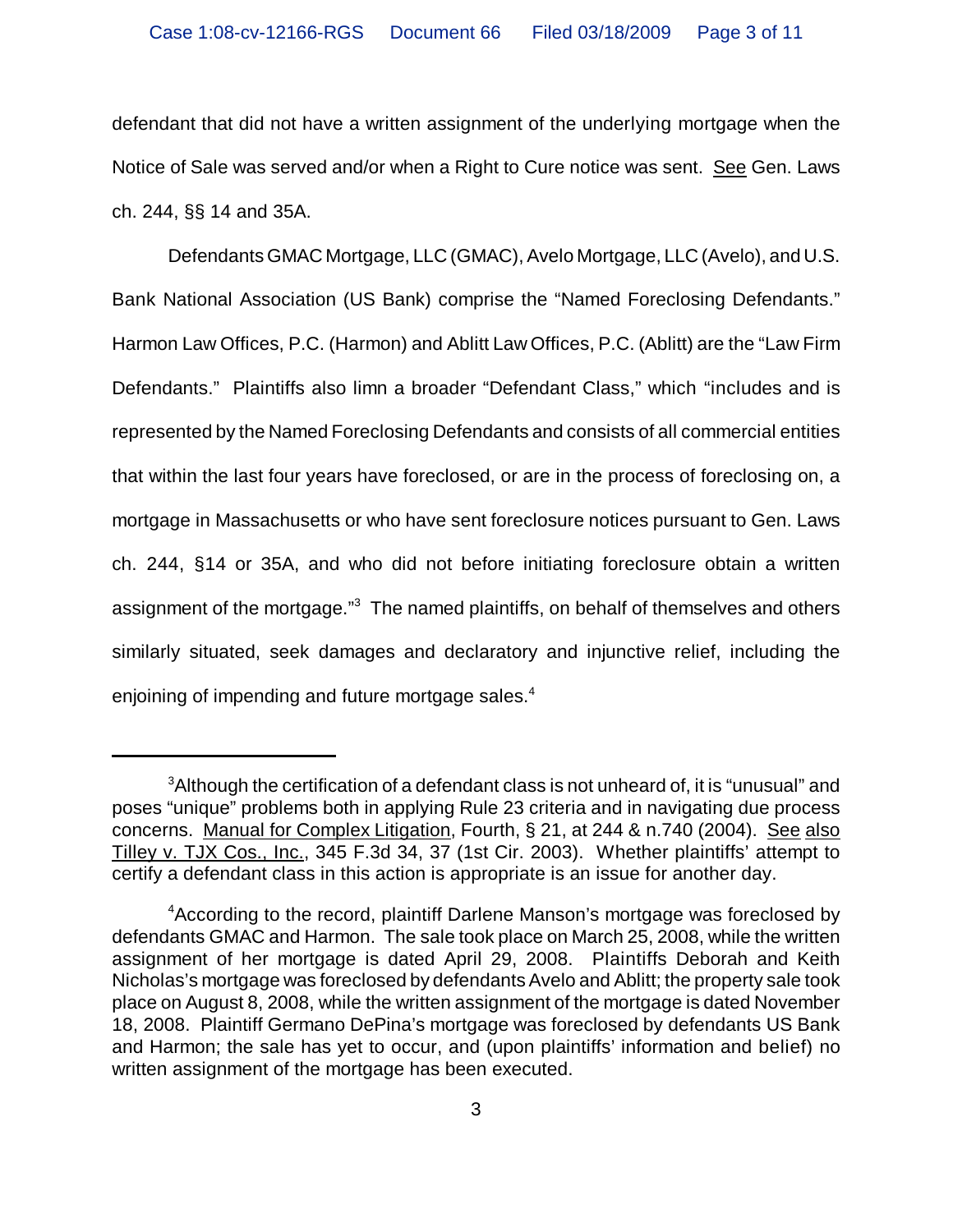defendant that did not have a written assignment of the underlying mortgage when the Notice of Sale was served and/or when a Right to Cure notice was sent. See Gen. Laws ch. 244, §§ 14 and 35A.

Defendants GMAC Mortgage, LLC (GMAC), Avelo Mortgage, LLC (Avelo), and U.S. Bank National Association (US Bank) comprise the "Named Foreclosing Defendants." Harmon Law Offices, P.C. (Harmon) and Ablitt Law Offices, P.C. (Ablitt) are the "Law Firm Defendants." Plaintiffs also limn a broader "Defendant Class," which "includes and is represented by the Named Foreclosing Defendants and consists of all commercial entities that within the last four years have foreclosed, or are in the process of foreclosing on, a mortgage in Massachusetts or who have sent foreclosure notices pursuant to Gen. Laws ch. 244, §14 or 35A, and who did not before initiating foreclosure obtain a written assignment of the mortgage."[3] The named plaintiffs, on behalf of themselves and others similarly situated, seek damages and declaratory and injunctive relief, including the enjoining of impending and future mortgage sales.[4]

---

[3]Although the certification of a defendant class is not unheard of, it is "unusual" and poses "unique" problems both in applying Rule 23 criteria and in navigating due process concerns. Manual for Complex Litigation, Fourth, § 21, at 244 & n.740 (2004). See also Tilley v. TJX Cos., Inc., 345 F.3d 34, 37 (1st Cir. 2003). Whether plaintiffs' attempt to certify a defendant class in this action is appropriate is an issue for another day.

[4]According to the record, plaintiff Darlene Manson's mortgage was foreclosed by defendants GMAC and Harmon. The sale took place on March 25, 2008, while the written assignment of her mortgage is dated April 29, 2008. Plaintiffs Deborah and Keith Nicholas's mortgage was foreclosed by defendants Avelo and Ablitt; the property sale took place on August 8, 2008, while the written assignment of the mortgage is dated November 18, 2008. Plaintiff Germano DePina's mortgage was foreclosed by defendants US Bank and Harmon; the sale has yet to occur, and (upon plaintiffs' information and belief) no written assignment of the mortgage has been executed.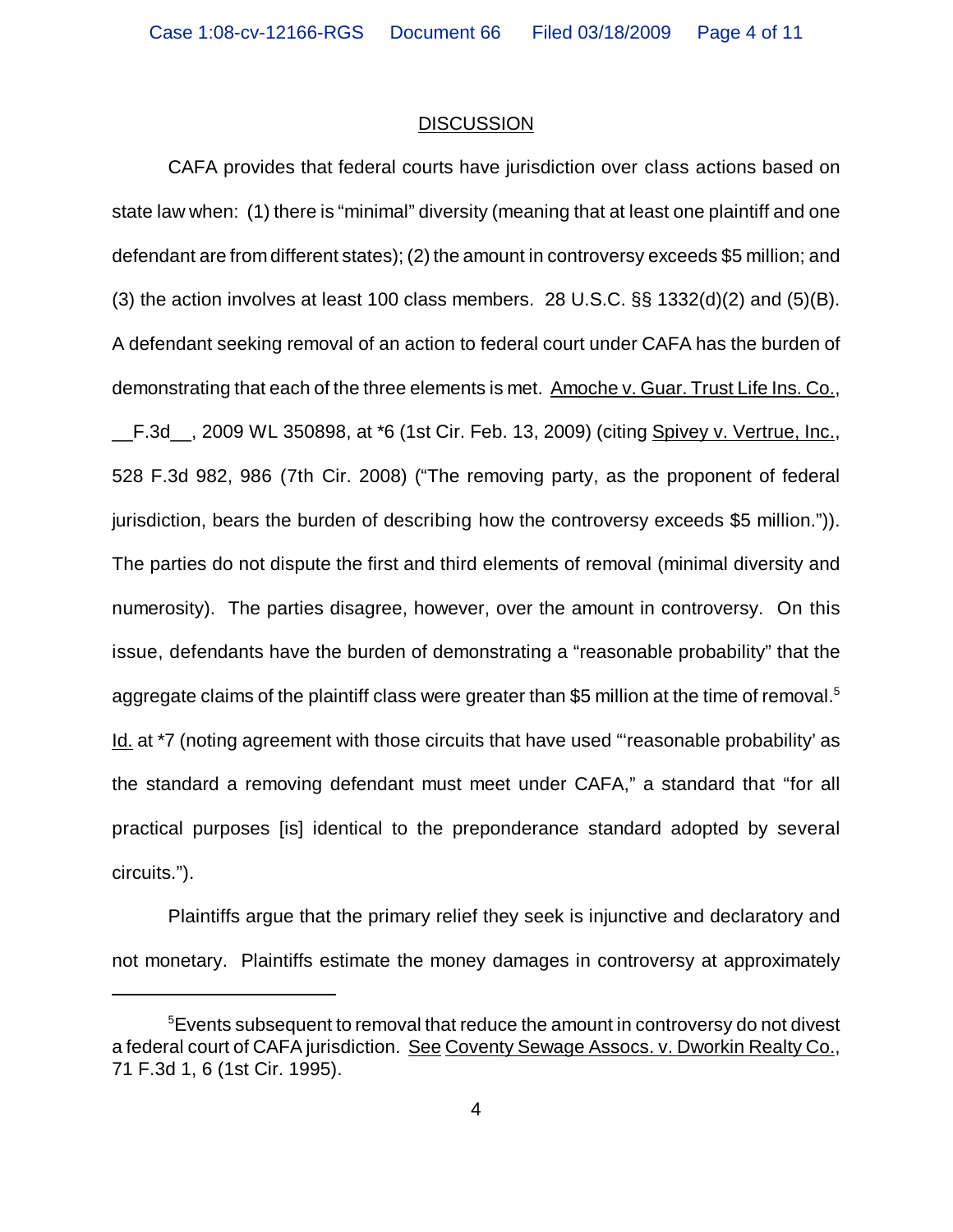## DISCUSSION

CAFA provides that federal courts have jurisdiction over class actions based on state law when: (1) there is "minimal" diversity (meaning that at least one plaintiff and one defendant are from different states); (2) the amount in controversy exceeds $5 million; and (3) the action involves at least 100 class members. 28 U.S.C. §§ 1332(d)(2) and (5)(B). A defendant seeking removal of an action to federal court under CAFA has the burden of demonstrating that each of the three elements is met. Amoche v. Guar. Trust Life Ins. Co., __F.3d__, 2009 WL 350898, at *6 (1st Cir. Feb. 13, 2009) (citing Spivey v. Vertrue, Inc., 528 F.3d 982, 986 (7th Cir. 2008) ("The removing party, as the proponent of federal jurisdiction, bears the burden of describing how the controversy exceeds $5 million.")). The parties do not dispute the first and third elements of removal (minimal diversity and numerosity). The parties disagree, however, over the amount in controversy. On this issue, defendants have the burden of demonstrating a "reasonable probability" that the aggregate claims of the plaintiff class were greater than $5 million at the time of removal.[5] Id. at *7 (noting agreement with those circuits that have used "'reasonable probability' as the standard a removing defendant must meet under CAFA," a standard that "for all practical purposes [is] identical to the preponderance standard adopted by several circuits.").

Plaintiffs argue that the primary relief they seek is injunctive and declaratory and not monetary. Plaintiffs estimate the money damages in controversy at approximately

[5] Events subsequent to removal that reduce the amount in controversy do not divest a federal court of CAFA jurisdiction. See Coventy Sewage Assocs. v. Dworkin Realty Co., 71 F.3d 1, 6 (1st Cir. 1995).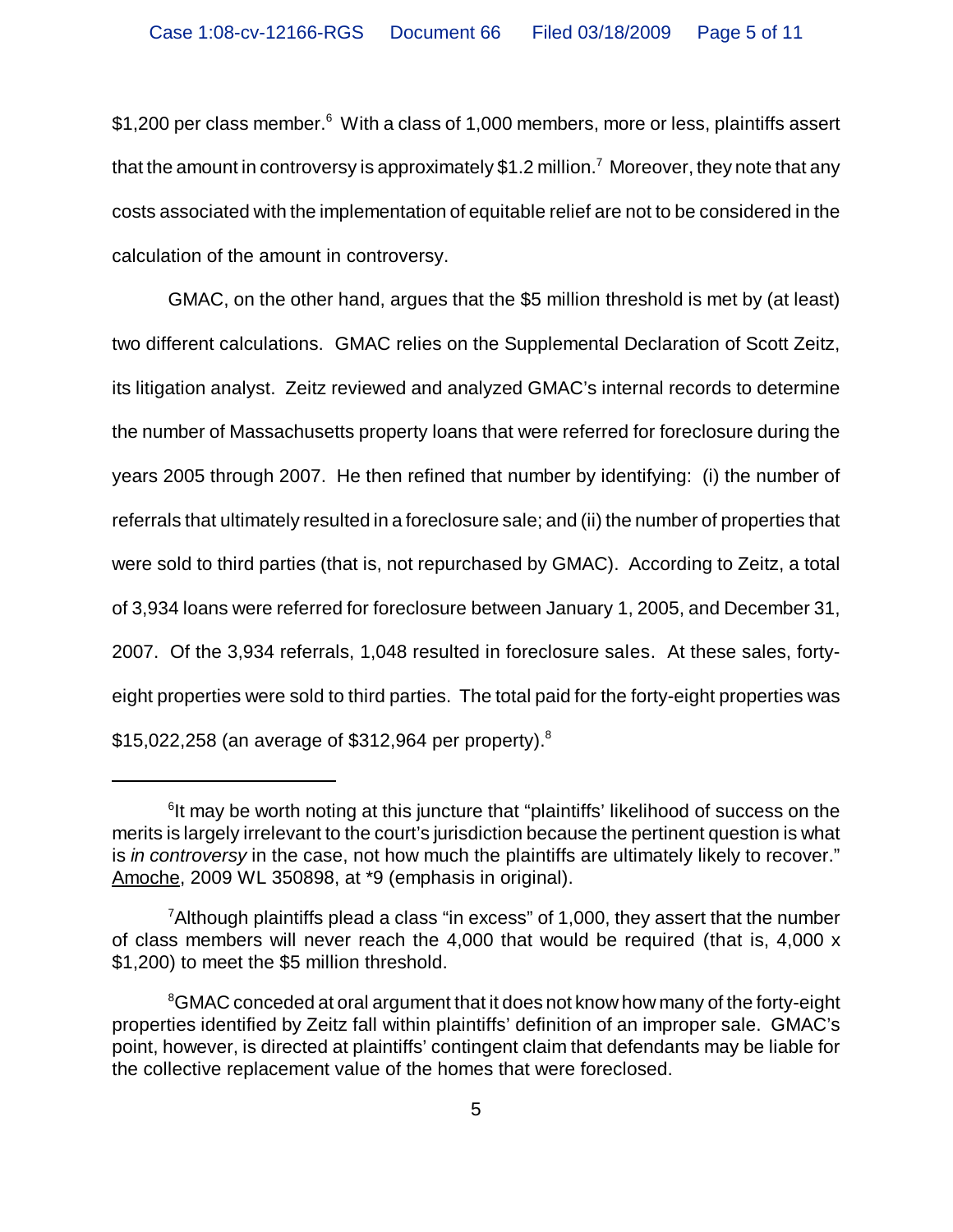$1,200 per class member.[6] With a class of 1,000 members, more or less, plaintiffs assert that the amount in controversy is approximately $1.2 million.[7] Moreover, they note that any costs associated with the implementation of equitable relief are not to be considered in the calculation of the amount in controversy.

GMAC, on the other hand, argues that the $5 million threshold is met by (at least) two different calculations. GMAC relies on the Supplemental Declaration of Scott Zeitz, its litigation analyst. Zeitz reviewed and analyzed GMAC's internal records to determine the number of Massachusetts property loans that were referred for foreclosure during the years 2005 through 2007. He then refined that number by identifying: (i) the number of referrals that ultimately resulted in a foreclosure sale; and (ii) the number of properties that were sold to third parties (that is, not repurchased by GMAC). According to Zeitz, a total of 3,934 loans were referred for foreclosure between January 1, 2005, and December 31, 2007. Of the 3,934 referrals, 1,048 resulted in foreclosure sales. At these sales, forty-eight properties were sold to third parties. The total paid for the forty-eight properties was $15,022,258 (an average of $312,964 per property).[8]

---

[6] It may be worth noting at this juncture that "plaintiffs' likelihood of success on the merits is largely irrelevant to the court's jurisdiction because the pertinent question is what is *in controversy* in the case, not how much the plaintiffs are ultimately likely to recover." Amoche, 2009 WL 350898, at *9 (emphasis in original).

[7] Although plaintiffs plead a class "in excess" of 1,000, they assert that the number of class members will never reach the 4,000 that would be required (that is, 4,000 x $1,200) to meet the $5 million threshold.

[8] GMAC conceded at oral argument that it does not know how many of the forty-eight properties identified by Zeitz fall within plaintiffs' definition of an improper sale. GMAC's point, however, is directed at plaintiffs' contingent claim that defendants may be liable for the collective replacement value of the homes that were foreclosed.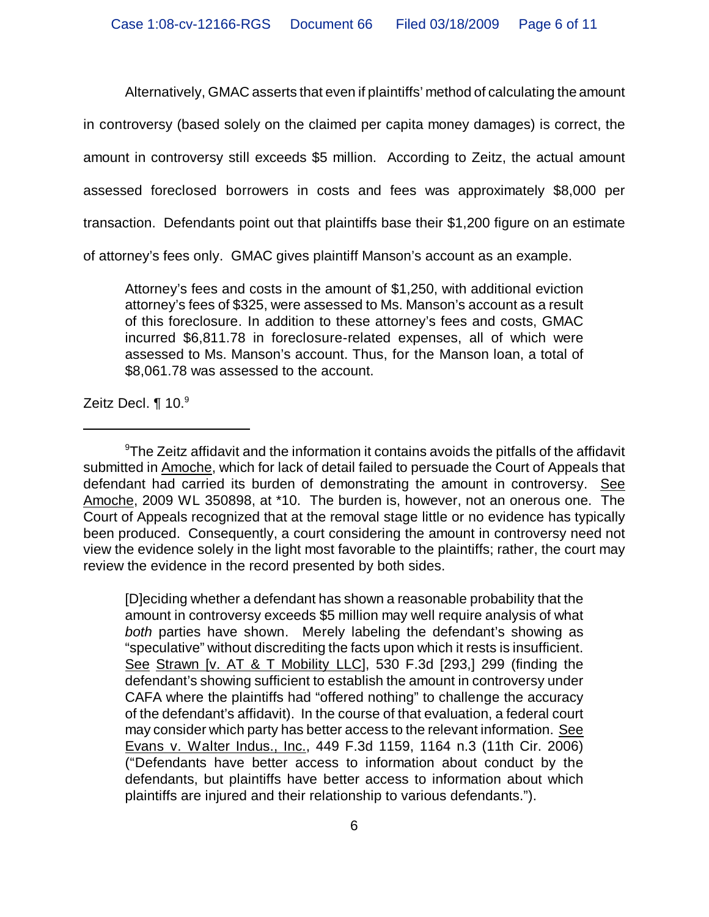Alternatively, GMAC asserts that even if plaintiffs' method of calculating the amount in controversy (based solely on the claimed per capita money damages) is correct, the amount in controversy still exceeds $5 million. According to Zeitz, the actual amount assessed foreclosed borrowers in costs and fees was approximately $8,000 per transaction. Defendants point out that plaintiffs base their $1,200 figure on an estimate of attorney's fees only. GMAC gives plaintiff Manson's account as an example.

> Attorney's fees and costs in the amount of $1,250, with additional eviction attorney's fees of $325, were assessed to Ms. Manson's account as a result of this foreclosure. In addition to these attorney's fees and costs, GMAC incurred $6,811.78 in foreclosure-related expenses, all of which were assessed to Ms. Manson's account. Thus, for the Manson loan, a total of $8,061.78 was assessed to the account.

Zeitz Decl. ¶ 10.[9]

---

[9]The Zeitz affidavit and the information it contains avoids the pitfalls of the affidavit submitted in Amoche, which for lack of detail failed to persuade the Court of Appeals that defendant had carried its burden of demonstrating the amount in controversy. See Amoche, 2009 WL 350898, at *10. The burden is, however, not an onerous one. The Court of Appeals recognized that at the removal stage little or no evidence has typically been produced. Consequently, a court considering the amount in controversy need not view the evidence solely in the light most favorable to the plaintiffs; rather, the court may review the evidence in the record presented by both sides.

> [D]eciding whether a defendant has shown a reasonable probability that the amount in controversy exceeds $5 million may well require analysis of what *both* parties have shown. Merely labeling the defendant's showing as "speculative" without discrediting the facts upon which it rests is insufficient. See Strawn [v. AT & T Mobility LLC], 530 F.3d [293,] 299 (finding the defendant's showing sufficient to establish the amount in controversy under CAFA where the plaintiffs had "offered nothing" to challenge the accuracy of the defendant's affidavit). In the course of that evaluation, a federal court may consider which party has better access to the relevant information. See Evans v. Walter Indus., Inc., 449 F.3d 1159, 1164 n.3 (11th Cir. 2006) ("Defendants have better access to information about conduct by the defendants, but plaintiffs have better access to information about which plaintiffs are injured and their relationship to various defendants.").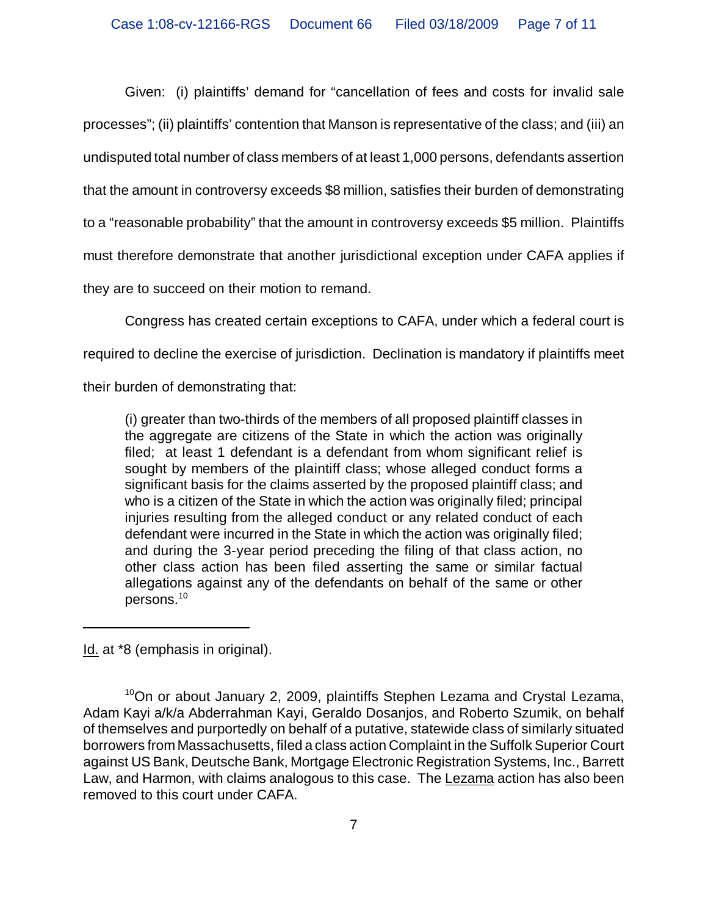Given: (i) plaintiffs' demand for "cancellation of fees and costs for invalid sale processes"; (ii) plaintiffs' contention that Manson is representative of the class; and (iii) an undisputed total number of class members of at least 1,000 persons, defendants assertion that the amount in controversy exceeds $8 million, satisfies their burden of demonstrating to a "reasonable probability" that the amount in controversy exceeds $5 million. Plaintiffs must therefore demonstrate that another jurisdictional exception under CAFA applies if they are to succeed on their motion to remand.

Congress has created certain exceptions to CAFA, under which a federal court is required to decline the exercise of jurisdiction. Declination is mandatory if plaintiffs meet their burden of demonstrating that:

> (i) greater than two-thirds of the members of all proposed plaintiff classes in the aggregate are citizens of the State in which the action was originally filed; at least 1 defendant is a defendant from whom significant relief is sought by members of the plaintiff class; whose alleged conduct forms a significant basis for the claims asserted by the proposed plaintiff class; and who is a citizen of the State in which the action was originally filed; principal injuries resulting from the alleged conduct or any related conduct of each defendant were incurred in the State in which the action was originally filed; and during the 3-year period preceding the filing of that class action, no other class action has been filed asserting the same or similar factual allegations against any of the defendants on behalf of the same or other persons.[10]

---

Id. at *8 (emphasis in original).

[10] On or about January 2, 2009, plaintiffs Stephen Lezama and Crystal Lezama, Adam Kayi a/k/a Abderrahman Kayi, Geraldo Dosanjos, and Roberto Szumik, on behalf of themselves and purportedly on behalf of a putative, statewide class of similarly situated borrowers from Massachusetts, filed a class action Complaint in the Suffolk Superior Court against US Bank, Deutsche Bank, Mortgage Electronic Registration Systems, Inc., Barrett Law, and Harmon, with claims analogous to this case. The Lezama action has also been removed to this court under CAFA.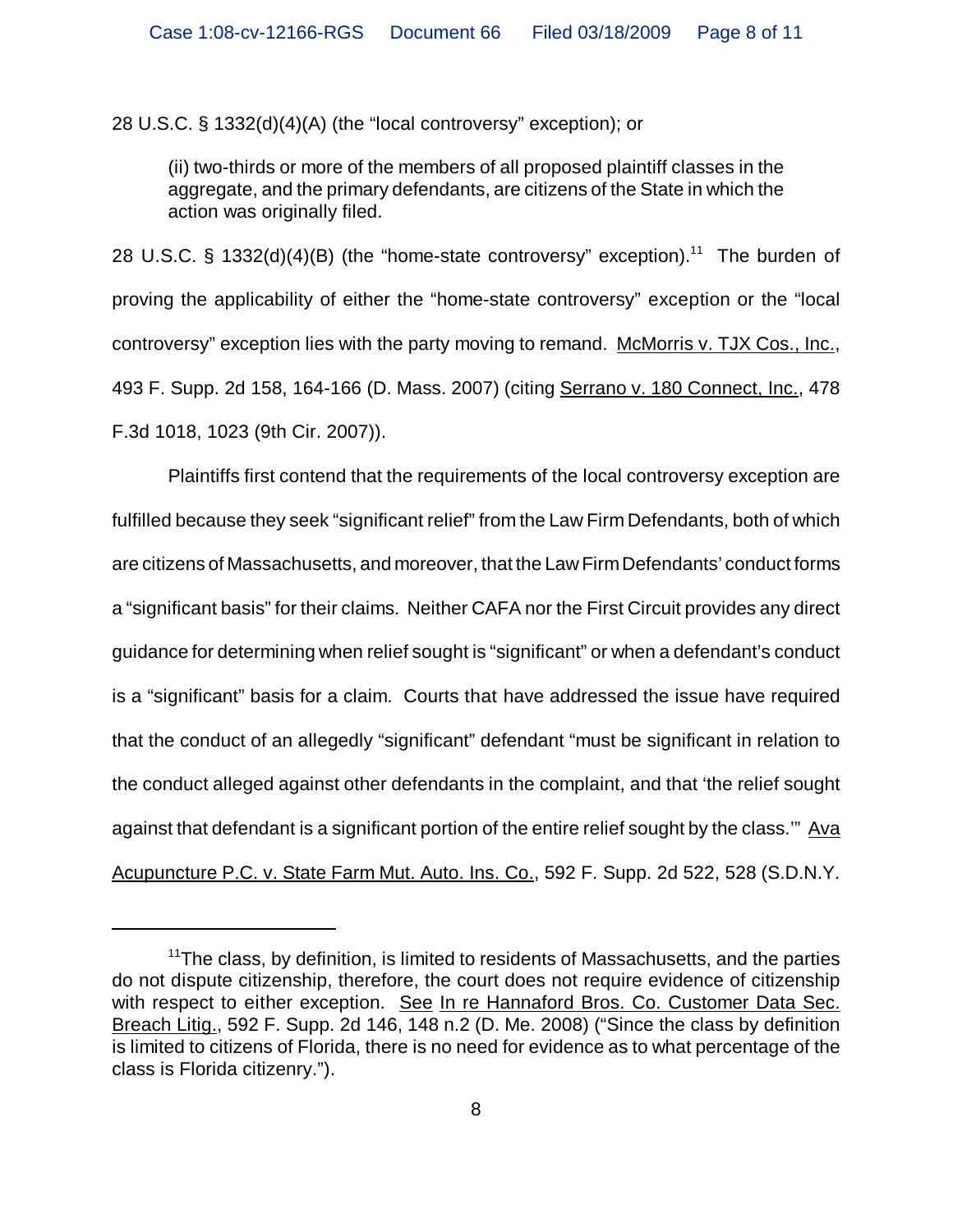28 U.S.C. § 1332(d)(4)(A) (the "local controversy" exception); or

> (ii) two-thirds or more of the members of all proposed plaintiff classes in the aggregate, and the primary defendants, are citizens of the State in which the action was originally filed.

28 U.S.C. § 1332(d)(4)(B) (the "home-state controversy" exception).[11] The burden of proving the applicability of either the "home-state controversy" exception or the "local controversy" exception lies with the party moving to remand. McMorris v. TJX Cos., Inc., 493 F. Supp. 2d 158, 164-166 (D. Mass. 2007) (citing Serrano v. 180 Connect, Inc., 478 F.3d 1018, 1023 (9th Cir. 2007)).

Plaintiffs first contend that the requirements of the local controversy exception are fulfilled because they seek "significant relief" from the Law Firm Defendants, both of which are citizens of Massachusetts, and moreover, that the Law Firm Defendants' conduct forms a "significant basis" for their claims. Neither CAFA nor the First Circuit provides any direct guidance for determining when relief sought is "significant" or when a defendant's conduct is a "significant" basis for a claim. Courts that have addressed the issue have required that the conduct of an allegedly "significant" defendant "must be significant in relation to the conduct alleged against other defendants in the complaint, and that 'the relief sought against that defendant is a significant portion of the entire relief sought by the class.'" Ava Acupuncture P.C. v. State Farm Mut. Auto. Ins. Co., 592 F. Supp. 2d 522, 528 (S.D.N.Y.

---

[11] The class, by definition, is limited to residents of Massachusetts, and the parties do not dispute citizenship, therefore, the court does not require evidence of citizenship with respect to either exception. See In re Hannaford Bros. Co. Customer Data Sec. Breach Litig., 592 F. Supp. 2d 146, 148 n.2 (D. Me. 2008) ("Since the class by definition is limited to citizens of Florida, there is no need for evidence as to what percentage of the class is Florida citizenry.").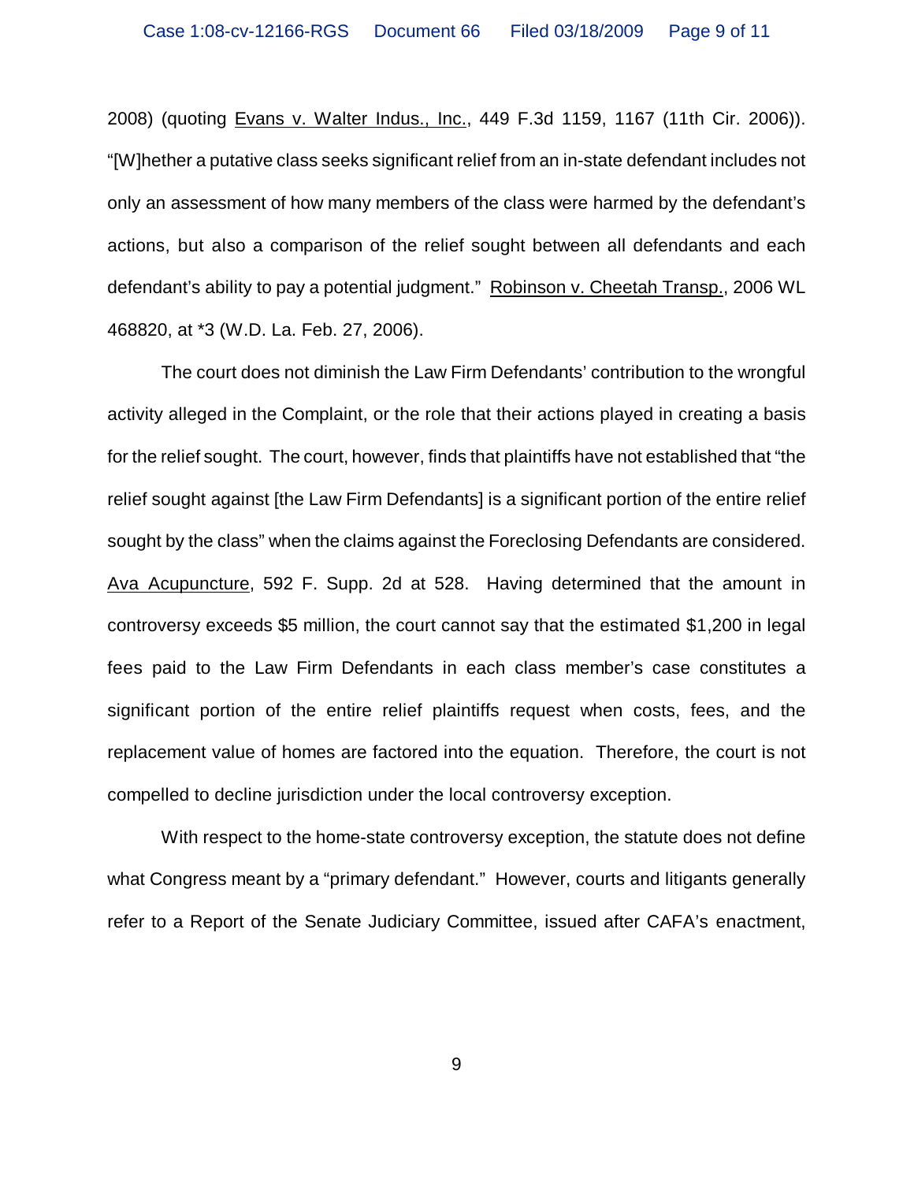2008) (quoting Evans v. Walter Indus., Inc., 449 F.3d 1159, 1167 (11th Cir. 2006)). "[W]hether a putative class seeks significant relief from an in-state defendant includes not only an assessment of how many members of the class were harmed by the defendant's actions, but also a comparison of the relief sought between all defendants and each defendant's ability to pay a potential judgment." Robinson v. Cheetah Transp., 2006 WL 468820, at *3 (W.D. La. Feb. 27, 2006).

The court does not diminish the Law Firm Defendants' contribution to the wrongful activity alleged in the Complaint, or the role that their actions played in creating a basis for the relief sought. The court, however, finds that plaintiffs have not established that "the relief sought against [the Law Firm Defendants] is a significant portion of the entire relief sought by the class" when the claims against the Foreclosing Defendants are considered. Ava Acupuncture, 592 F. Supp. 2d at 528. Having determined that the amount in controversy exceeds $5 million, the court cannot say that the estimated $1,200 in legal fees paid to the Law Firm Defendants in each class member's case constitutes a significant portion of the entire relief plaintiffs request when costs, fees, and the replacement value of homes are factored into the equation. Therefore, the court is not compelled to decline jurisdiction under the local controversy exception.

With respect to the home-state controversy exception, the statute does not define what Congress meant by a "primary defendant." However, courts and litigants generally refer to a Report of the Senate Judiciary Committee, issued after CAFA's enactment,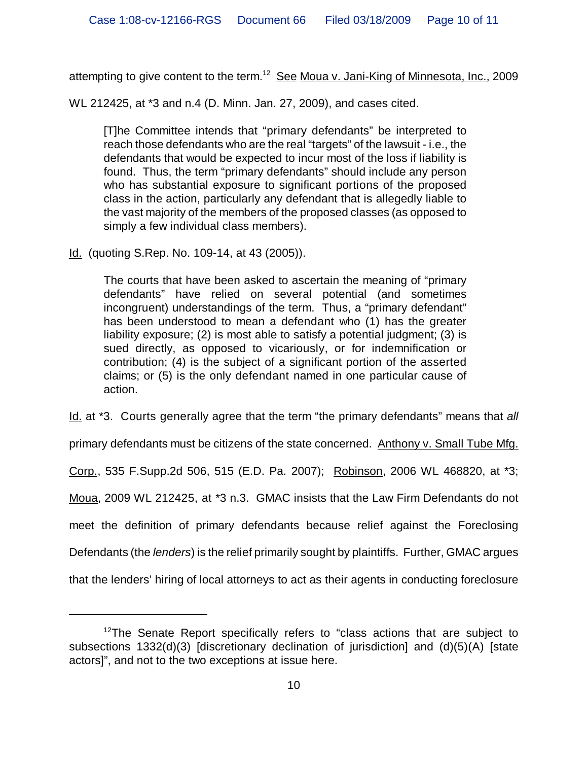attempting to give content to the term.[12] See Moua v. Jani-King of Minnesota, Inc., 2009 WL 212425, at *3 and n.4 (D. Minn. Jan. 27, 2009), and cases cited.

> [T]he Committee intends that "primary defendants" be interpreted to reach those defendants who are the real "targets" of the lawsuit - i.e., the defendants that would be expected to incur most of the loss if liability is found. Thus, the term "primary defendants" should include any person who has substantial exposure to significant portions of the proposed class in the action, particularly any defendant that is allegedly liable to the vast majority of the members of the proposed classes (as opposed to simply a few individual class members).

Id. (quoting S.Rep. No. 109-14, at 43 (2005)).

> The courts that have been asked to ascertain the meaning of "primary defendants" have relied on several potential (and sometimes incongruent) understandings of the term. Thus, a "primary defendant" has been understood to mean a defendant who (1) has the greater liability exposure; (2) is most able to satisfy a potential judgment; (3) is sued directly, as opposed to vicariously, or for indemnification or contribution; (4) is the subject of a significant portion of the asserted claims; or (5) is the only defendant named in one particular cause of action.

Id. at *3. Courts generally agree that the term "the primary defendants" means that *all* primary defendants must be citizens of the state concerned. Anthony v. Small Tube Mfg. Corp., 535 F.Supp.2d 506, 515 (E.D. Pa. 2007); Robinson, 2006 WL 468820, at *3; Moua, 2009 WL 212425, at *3 n.3. GMAC insists that the Law Firm Defendants do not meet the definition of primary defendants because relief against the Foreclosing Defendants (the *lenders*) is the relief primarily sought by plaintiffs. Further, GMAC argues that the lenders' hiring of local attorneys to act as their agents in conducting foreclosure

---

[12] The Senate Report specifically refers to "class actions that are subject to subsections 1332(d)(3) [discretionary declination of jurisdiction] and (d)(5)(A) [state actors]", and not to the two exceptions at issue here.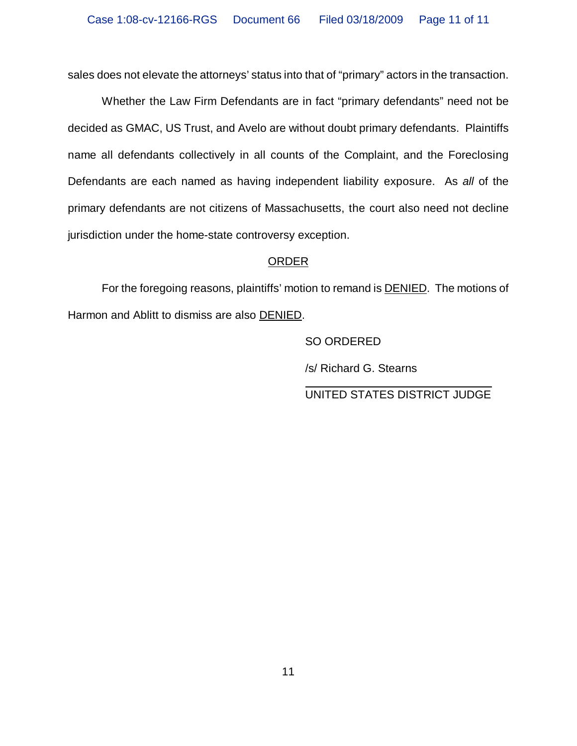sales does not elevate the attorneys' status into that of "primary" actors in the transaction.

Whether the Law Firm Defendants are in fact "primary defendants" need not be decided as GMAC, US Trust, and Avelo are without doubt primary defendants. Plaintiffs name all defendants collectively in all counts of the Complaint, and the Foreclosing Defendants are each named as having independent liability exposure. As *all* of the primary defendants are not citizens of Massachusetts, the court also need not decline jurisdiction under the home-state controversy exception.

ORDER

For the foregoing reasons, plaintiffs' motion to remand is DENIED. The motions of Harmon and Ablitt to dismiss are also DENIED.

SO ORDERED

/s/ Richard G. Stearns

UNITED STATES DISTRICT JUDGE